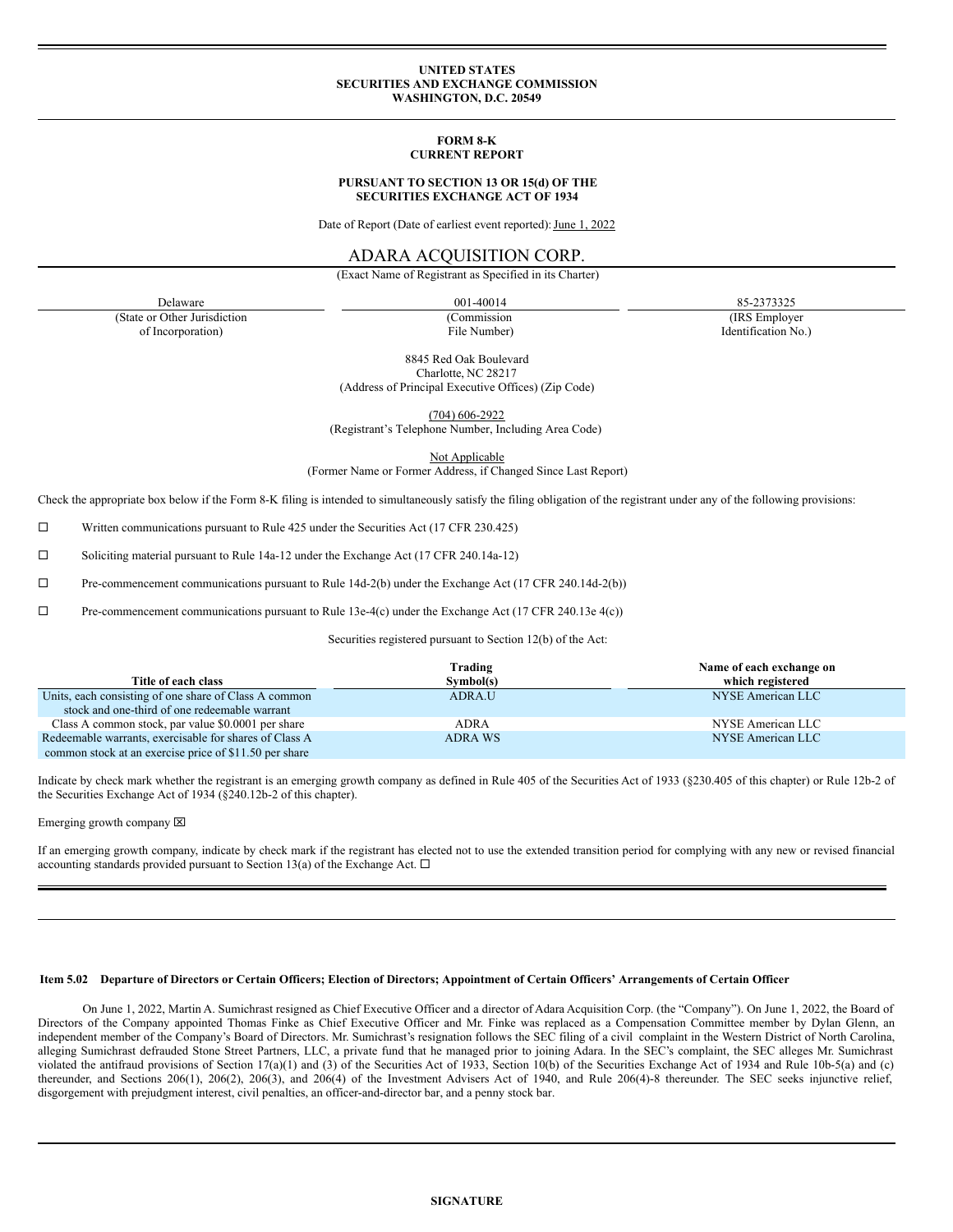**UNITED STATES**
**SECURITIES AND EXCHANGE COMMISSION**
**WASHINGTON, D.C. 20549**

**FORM 8-K**
**CURRENT REPORT**

**PURSUANT TO SECTION 13 OR 15(d) OF THE SECURITIES EXCHANGE ACT OF 1934**

Date of Report (Date of earliest event reported): June 1, 2022

# ADARA ACQUISITION CORP.

(Exact Name of Registrant as Specified in its Charter)

| Delaware | 001-40014 | 85-2373325 |
|---|---|---|
| (State or Other Jurisdiction of Incorporation) | (Commission File Number) | (IRS Employer Identification No.) |

8845 Red Oak Boulevard
Charlotte, NC 28217
(Address of Principal Executive Offices) (Zip Code)

(704) 606-2922
(Registrant's Telephone Number, Including Area Code)

Not Applicable
(Former Name or Former Address, if Changed Since Last Report)

Check the appropriate box below if the Form 8-K filing is intended to simultaneously satisfy the filing obligation of the registrant under any of the following provisions:

☐ Written communications pursuant to Rule 425 under the Securities Act (17 CFR 230.425)

☐ Soliciting material pursuant to Rule 14a-12 under the Exchange Act (17 CFR 240.14a-12)

☐ Pre-commencement communications pursuant to Rule 14d-2(b) under the Exchange Act (17 CFR 240.14d-2(b))

☐ Pre-commencement communications pursuant to Rule 13e-4(c) under the Exchange Act (17 CFR 240.13e 4(c))

Securities registered pursuant to Section 12(b) of the Act:

| Title of each class | Trading Symbol(s) | Name of each exchange on which registered |
|---|---|---|
| Units, each consisting of one share of Class A common stock and one-third of one redeemable warrant | ADRA.U | NYSE American LLC |
| Class A common stock, par value $0.0001 per share | ADRA | NYSE American LLC |
| Redeemable warrants, exercisable for shares of Class A common stock at an exercise price of $11.50 per share | ADRA WS | NYSE American LLC |

Indicate by check mark whether the registrant is an emerging growth company as defined in Rule 405 of the Securities Act of 1933 (§230.405 of this chapter) or Rule 12b-2 of the Securities Exchange Act of 1934 (§240.12b-2 of this chapter).

Emerging growth company ☒

If an emerging growth company, indicate by check mark if the registrant has elected not to use the extended transition period for complying with any new or revised financial accounting standards provided pursuant to Section 13(a) of the Exchange Act. ☐

**Item 5.02 Departure of Directors or Certain Officers; Election of Directors; Appointment of Certain Officers' Arrangements of Certain Officer**

On June 1, 2022, Martin A. Sumichrast resigned as Chief Executive Officer and a director of Adara Acquisition Corp. (the "Company"). On June 1, 2022, the Board of Directors of the Company appointed Thomas Finke as Chief Executive Officer and Mr. Finke was replaced as a Compensation Committee member by Dylan Glenn, an independent member of the Company's Board of Directors. Mr. Sumichrast's resignation follows the SEC filing of a civil complaint in the Western District of North Carolina, alleging Sumichrast defrauded Stone Street Partners, LLC, a private fund that he managed prior to joining Adara. In the SEC's complaint, the SEC alleges Mr. Sumichrast violated the antifraud provisions of Section 17(a)(1) and (3) of the Securities Act of 1933, Section 10(b) of the Securities Exchange Act of 1934 and Rule 10b-5(a) and (c) thereunder, and Sections 206(1), 206(2), 206(3), and 206(4) of the Investment Advisers Act of 1940, and Rule 206(4)-8 thereunder. The SEC seeks injunctive relief, disgorgement with prejudgment interest, civil penalties, an officer-and-director bar, and a penny stock bar.

**SIGNATURE**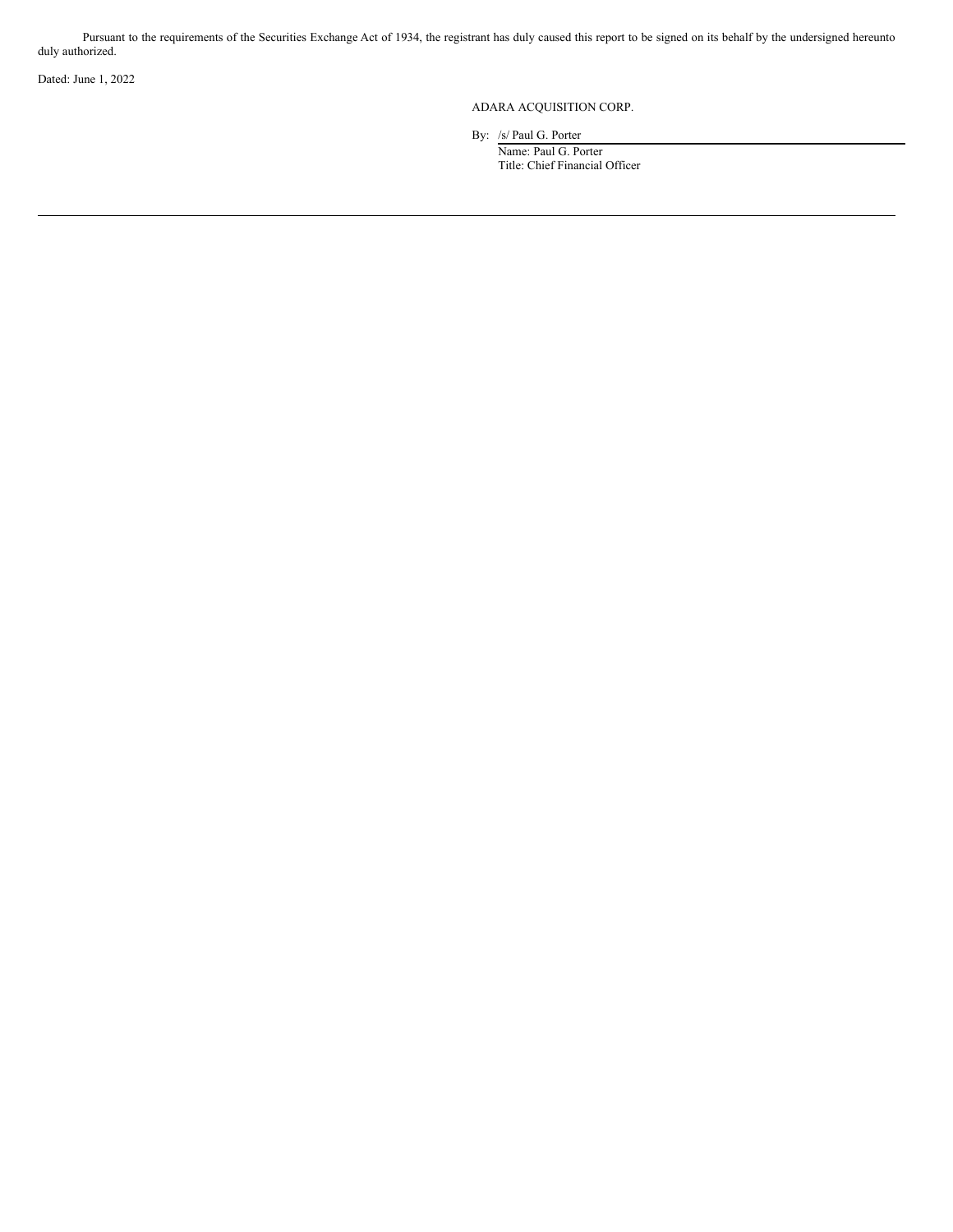Pursuant to the requirements of the Securities Exchange Act of 1934, the registrant has duly caused this report to be signed on its behalf by the undersigned hereunto duly authorized.

Dated: June 1, 2022

ADARA ACQUISITION CORP.

By: /s/ Paul G. Porter

Name: Paul G. Porter

Title: Chief Financial Officer